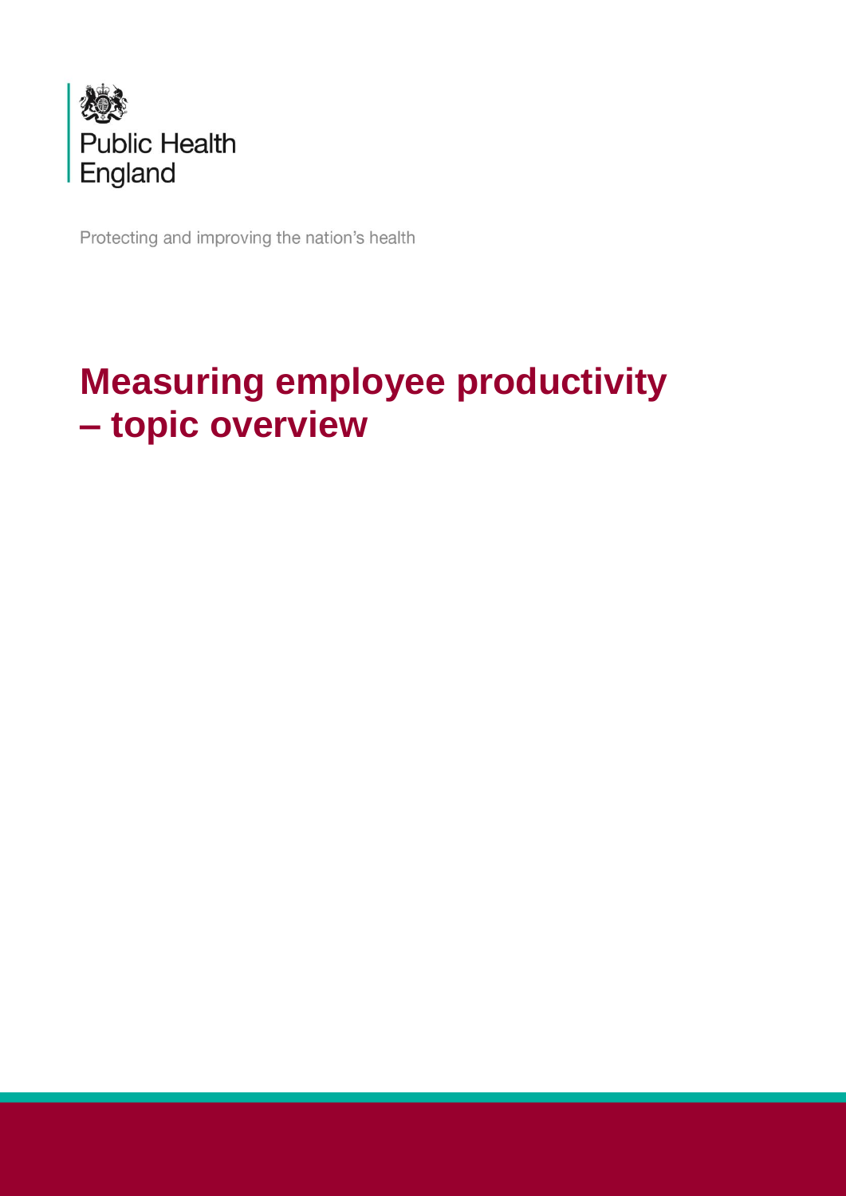Public Health England

Protecting and improving the nation's health

# Measuring employee productivity – topic overview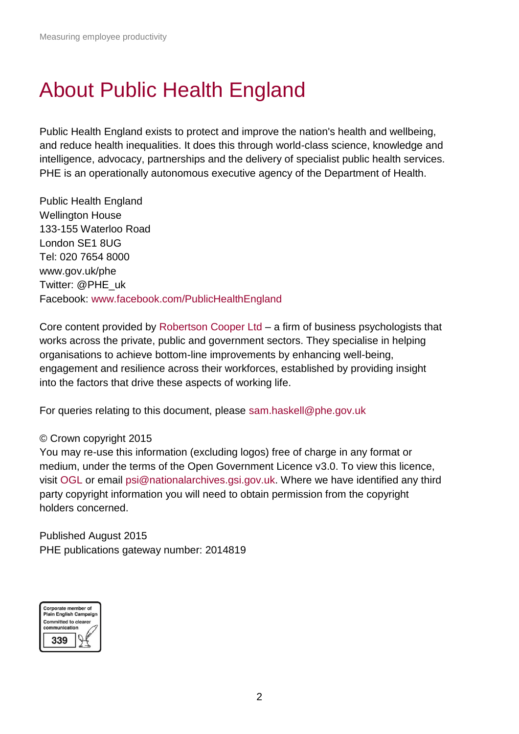# About Public Health England

Public Health England exists to protect and improve the nation's health and wellbeing, and reduce health inequalities. It does this through world-class science, knowledge and intelligence, advocacy, partnerships and the delivery of specialist public health services. PHE is an operationally autonomous executive agency of the Department of Health.

Public Health England
Wellington House
133-155 Waterloo Road
London SE1 8UG
Tel: 020 7654 8000
www.gov.uk/phe
Twitter: @PHE_uk
Facebook: www.facebook.com/PublicHealthEngland

Core content provided by Robertson Cooper Ltd – a firm of business psychologists that works across the private, public and government sectors. They specialise in helping organisations to achieve bottom-line improvements by enhancing well-being, engagement and resilience across their workforces, established by providing insight into the factors that drive these aspects of working life.

For queries relating to this document, please sam.haskell@phe.gov.uk

© Crown copyright 2015
You may re-use this information (excluding logos) free of charge in any format or medium, under the terms of the Open Government Licence v3.0. To view this licence, visit OGL or email psi@nationalarchives.gsi.gov.uk. Where we have identified any third party copyright information you will need to obtain permission from the copyright holders concerned.

Published August 2015
PHE publications gateway number: 2014819

Corporate member of Plain English Campaign
Committed to clearer communication
339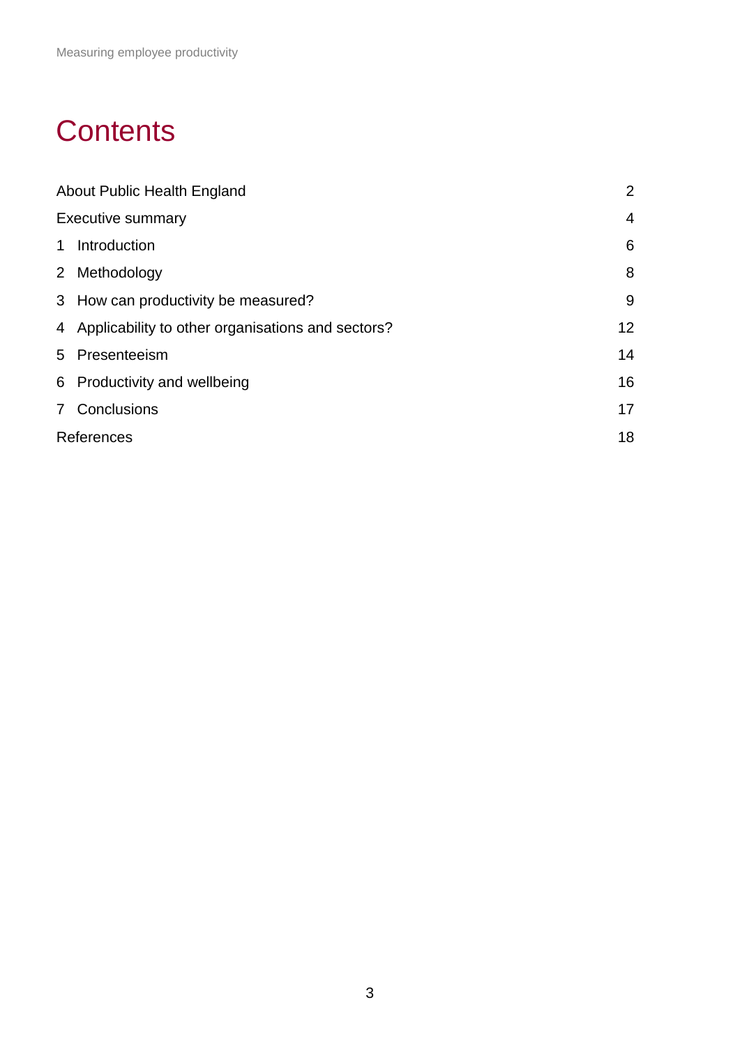# Contents

| | |
|---|---|
| About Public Health England | 2 |
| Executive summary | 4 |
| 1 Introduction | 6 |
| 2 Methodology | 8 |
| 3 How can productivity be measured? | 9 |
| 4 Applicability to other organisations and sectors? | 12 |
| 5 Presenteeism | 14 |
| 6 Productivity and wellbeing | 16 |
| 7 Conclusions | 17 |
| References | 18 |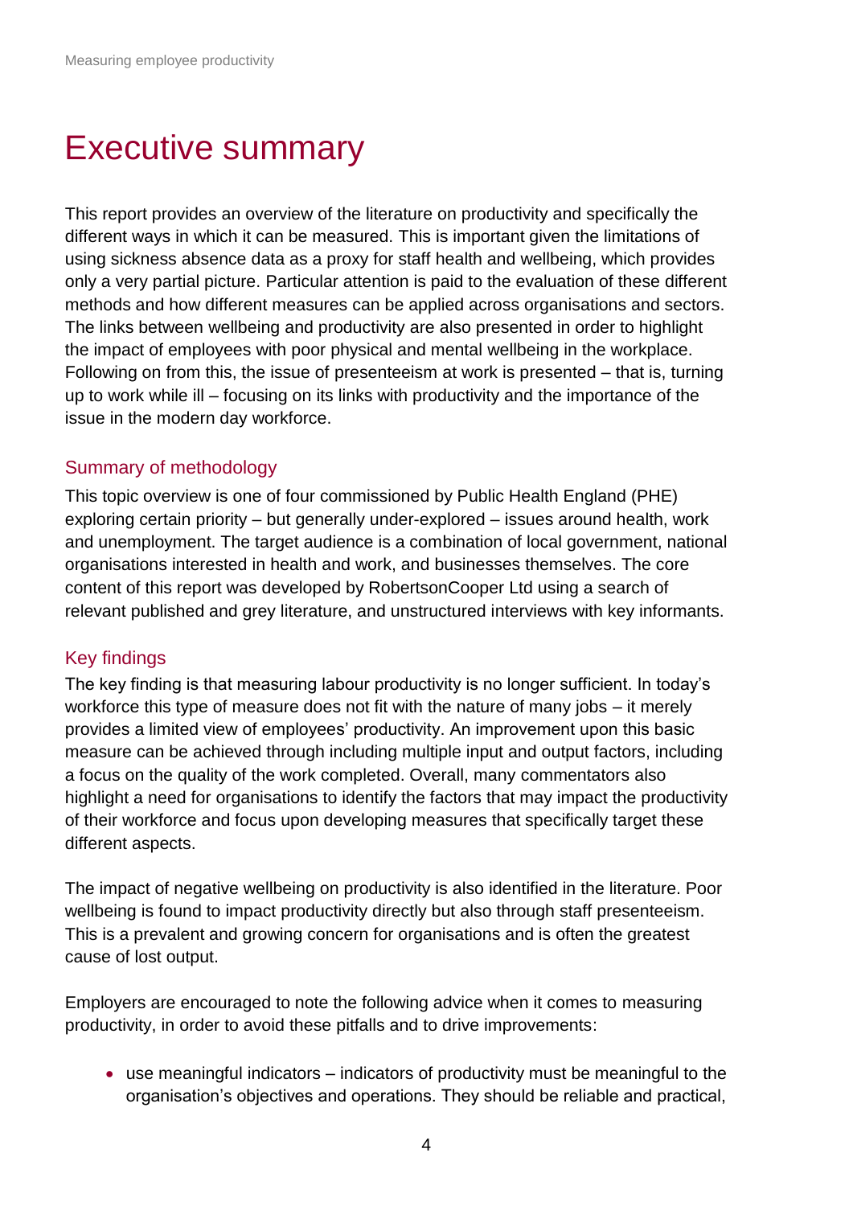# Executive summary

This report provides an overview of the literature on productivity and specifically the different ways in which it can be measured. This is important given the limitations of using sickness absence data as a proxy for staff health and wellbeing, which provides only a very partial picture. Particular attention is paid to the evaluation of these different methods and how different measures can be applied across organisations and sectors. The links between wellbeing and productivity are also presented in order to highlight the impact of employees with poor physical and mental wellbeing in the workplace. Following on from this, the issue of presenteeism at work is presented – that is, turning up to work while ill – focusing on its links with productivity and the importance of the issue in the modern day workforce.

## Summary of methodology

This topic overview is one of four commissioned by Public Health England (PHE) exploring certain priority – but generally under-explored – issues around health, work and unemployment. The target audience is a combination of local government, national organisations interested in health and work, and businesses themselves. The core content of this report was developed by RobertsonCooper Ltd using a search of relevant published and grey literature, and unstructured interviews with key informants.

## Key findings

The key finding is that measuring labour productivity is no longer sufficient. In today's workforce this type of measure does not fit with the nature of many jobs – it merely provides a limited view of employees' productivity. An improvement upon this basic measure can be achieved through including multiple input and output factors, including a focus on the quality of the work completed. Overall, many commentators also highlight a need for organisations to identify the factors that may impact the productivity of their workforce and focus upon developing measures that specifically target these different aspects.

The impact of negative wellbeing on productivity is also identified in the literature. Poor wellbeing is found to impact productivity directly but also through staff presenteeism. This is a prevalent and growing concern for organisations and is often the greatest cause of lost output.

Employers are encouraged to note the following advice when it comes to measuring productivity, in order to avoid these pitfalls and to drive improvements:

- use meaningful indicators – indicators of productivity must be meaningful to the organisation's objectives and operations. They should be reliable and practical,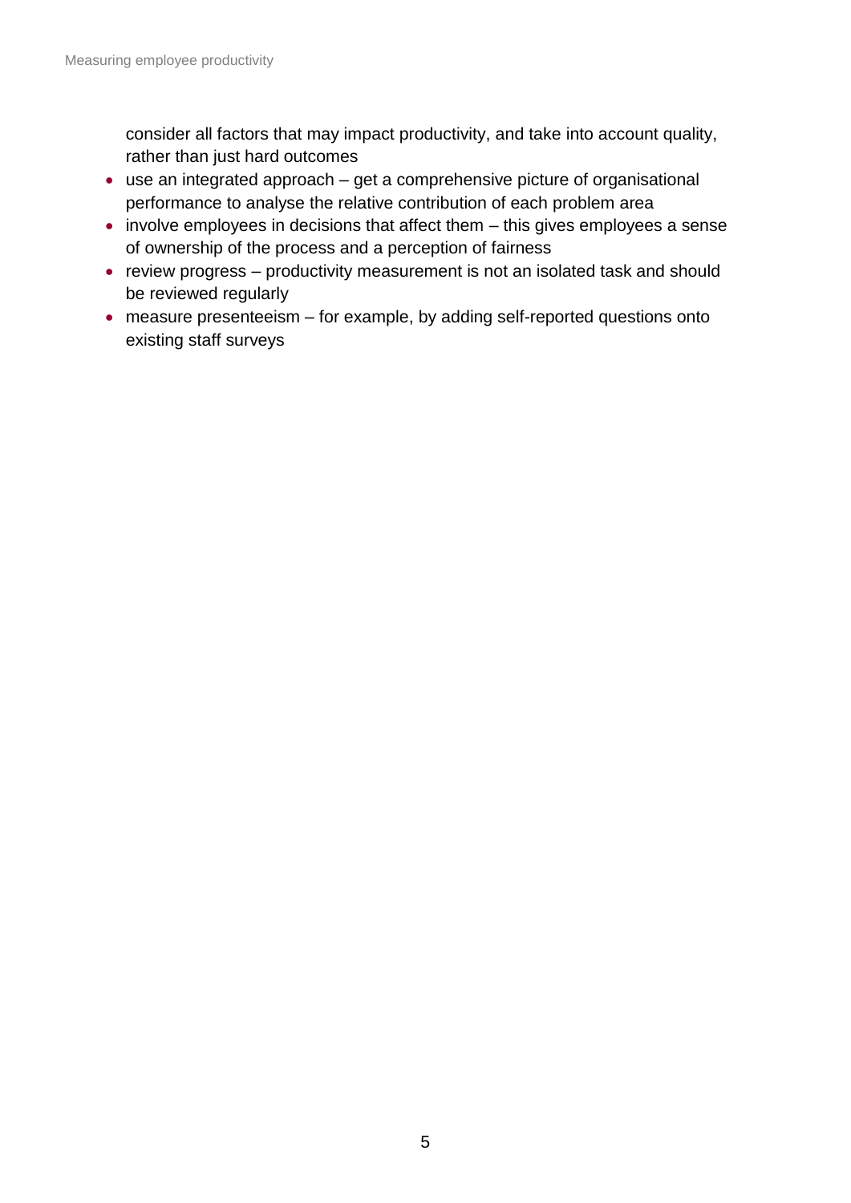consider all factors that may impact productivity, and take into account quality, rather than just hard outcomes

- use an integrated approach – get a comprehensive picture of organisational performance to analyse the relative contribution of each problem area
- involve employees in decisions that affect them – this gives employees a sense of ownership of the process and a perception of fairness
- review progress – productivity measurement is not an isolated task and should be reviewed regularly
- measure presenteeism – for example, by adding self-reported questions onto existing staff surveys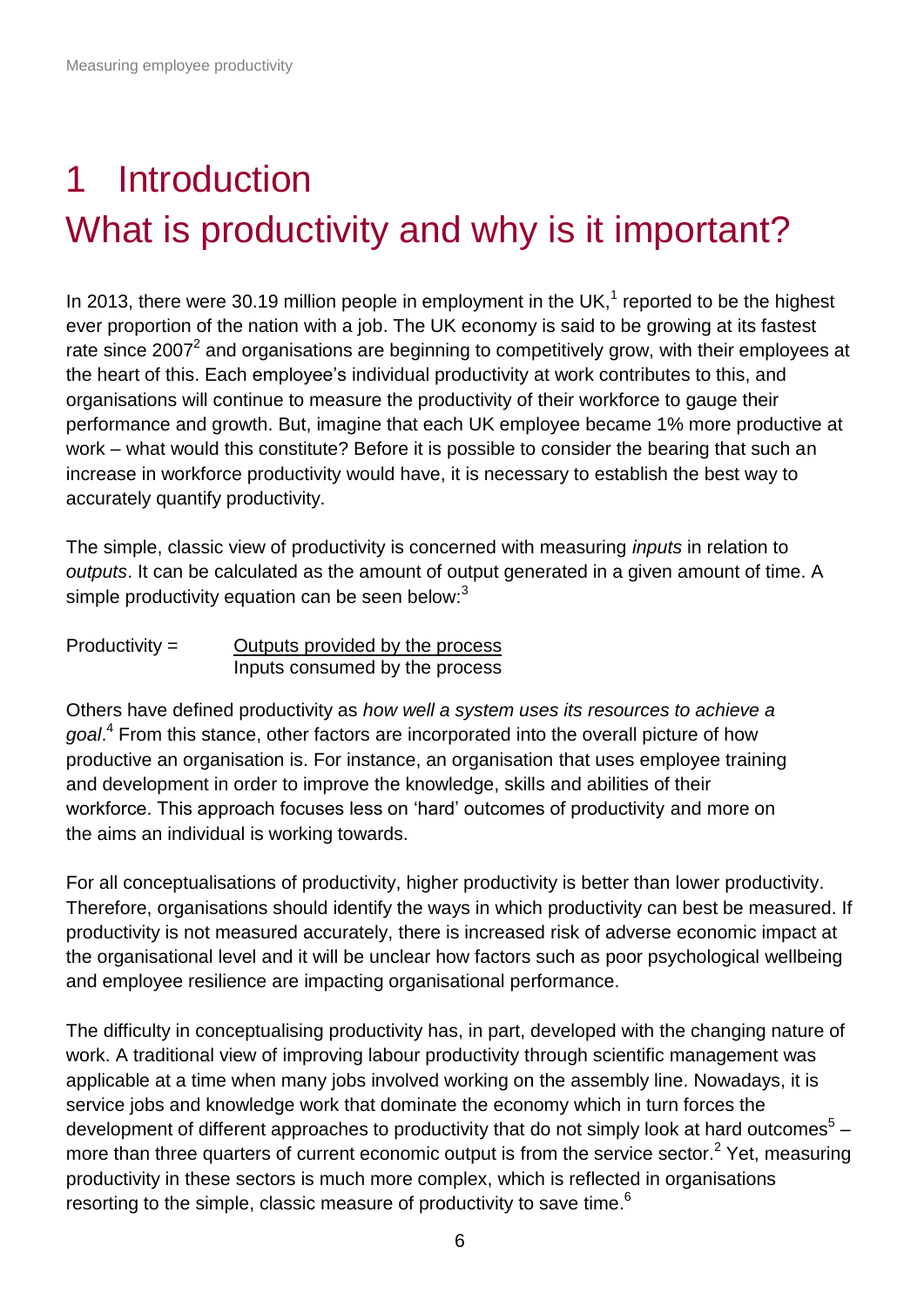# 1 Introduction

# What is productivity and why is it important?

In 2013, there were 30.19 million people in employment in the UK,[1] reported to be the highest ever proportion of the nation with a job. The UK economy is said to be growing at its fastest rate since 2007[2] and organisations are beginning to competitively grow, with their employees at the heart of this. Each employee's individual productivity at work contributes to this, and organisations will continue to measure the productivity of their workforce to gauge their performance and growth. But, imagine that each UK employee became 1% more productive at work – what would this constitute? Before it is possible to consider the bearing that such an increase in workforce productivity would have, it is necessary to establish the best way to accurately quantify productivity.

The simple, classic view of productivity is concerned with measuring *inputs* in relation to *outputs*. It can be calculated as the amount of output generated in a given amount of time. A simple productivity equation can be seen below:[3]

$$\text{Productivity} = \frac{\text{Outputs provided by the process}}{\text{Inputs consumed by the process}}$$

Others have defined productivity as *how well a system uses its resources to achieve a goal*.[4] From this stance, other factors are incorporated into the overall picture of how productive an organisation is. For instance, an organisation that uses employee training and development in order to improve the knowledge, skills and abilities of their workforce. This approach focuses less on 'hard' outcomes of productivity and more on the aims an individual is working towards.

For all conceptualisations of productivity, higher productivity is better than lower productivity. Therefore, organisations should identify the ways in which productivity can best be measured. If productivity is not measured accurately, there is increased risk of adverse economic impact at the organisational level and it will be unclear how factors such as poor psychological wellbeing and employee resilience are impacting organisational performance.

The difficulty in conceptualising productivity has, in part, developed with the changing nature of work. A traditional view of improving labour productivity through scientific management was applicable at a time when many jobs involved working on the assembly line. Nowadays, it is service jobs and knowledge work that dominate the economy which in turn forces the development of different approaches to productivity that do not simply look at hard outcomes[5] – more than three quarters of current economic output is from the service sector.[2] Yet, measuring productivity in these sectors is much more complex, which is reflected in organisations resorting to the simple, classic measure of productivity to save time.[6]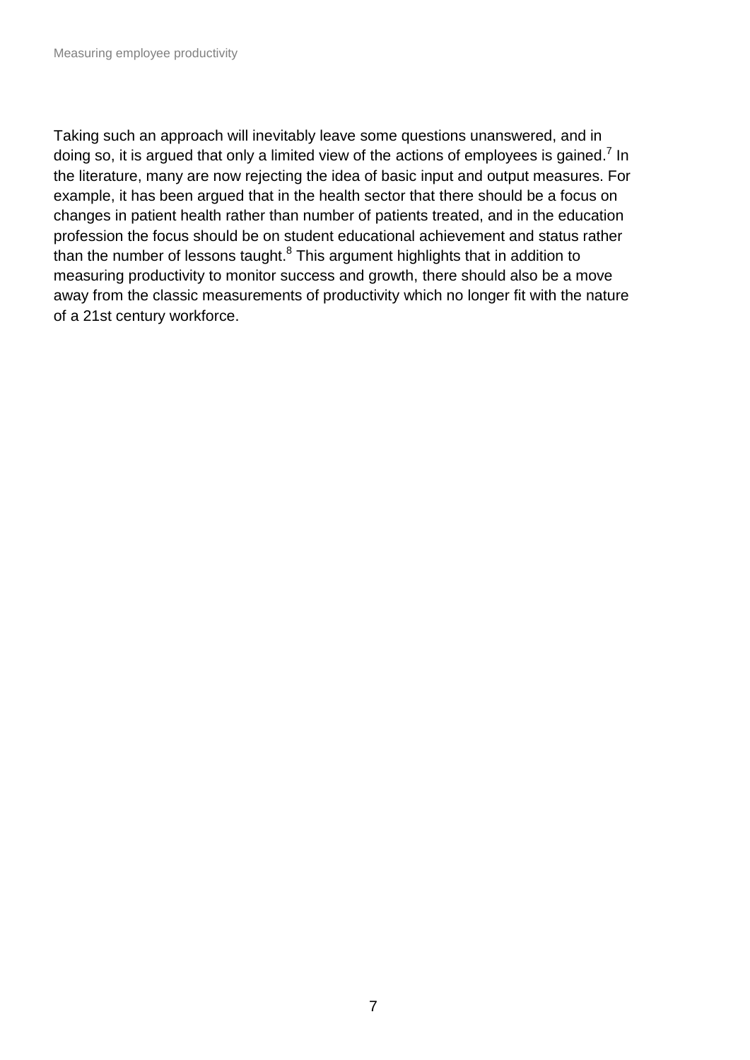Taking such an approach will inevitably leave some questions unanswered, and in doing so, it is argued that only a limited view of the actions of employees is gained.[7] In the literature, many are now rejecting the idea of basic input and output measures. For example, it has been argued that in the health sector that there should be a focus on changes in patient health rather than number of patients treated, and in the education profession the focus should be on student educational achievement and status rather than the number of lessons taught.[8] This argument highlights that in addition to measuring productivity to monitor success and growth, there should also be a move away from the classic measurements of productivity which no longer fit with the nature of a 21st century workforce.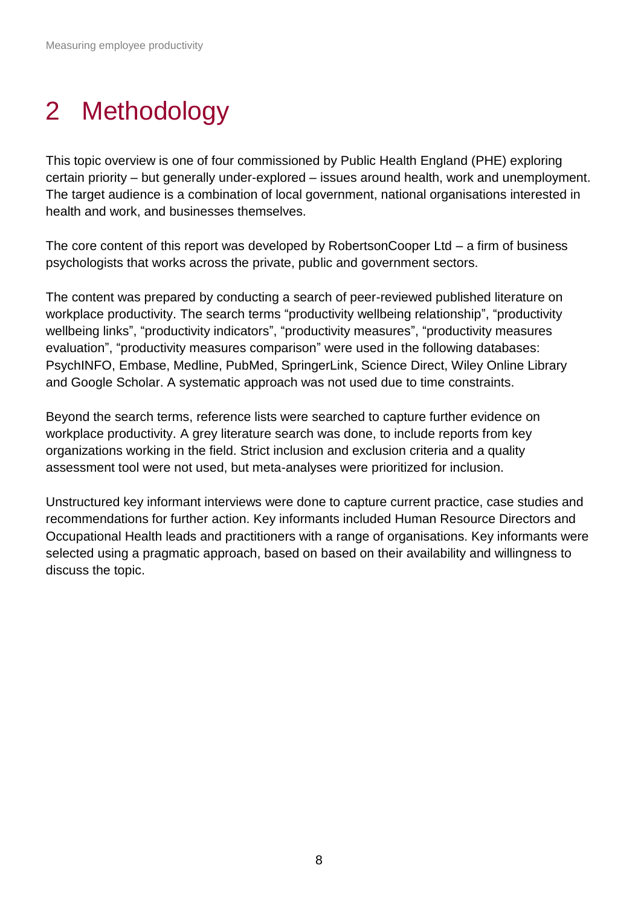# 2 Methodology

This topic overview is one of four commissioned by Public Health England (PHE) exploring certain priority – but generally under-explored – issues around health, work and unemployment. The target audience is a combination of local government, national organisations interested in health and work, and businesses themselves.

The core content of this report was developed by RobertsonCooper Ltd – a firm of business psychologists that works across the private, public and government sectors.

The content was prepared by conducting a search of peer-reviewed published literature on workplace productivity. The search terms "productivity wellbeing relationship", "productivity wellbeing links", "productivity indicators", "productivity measures", "productivity measures evaluation", "productivity measures comparison" were used in the following databases: PsychINFO, Embase, Medline, PubMed, SpringerLink, Science Direct, Wiley Online Library and Google Scholar. A systematic approach was not used due to time constraints.

Beyond the search terms, reference lists were searched to capture further evidence on workplace productivity. A grey literature search was done, to include reports from key organizations working in the field. Strict inclusion and exclusion criteria and a quality assessment tool were not used, but meta-analyses were prioritized for inclusion.

Unstructured key informant interviews were done to capture current practice, case studies and recommendations for further action. Key informants included Human Resource Directors and Occupational Health leads and practitioners with a range of organisations. Key informants were selected using a pragmatic approach, based on based on their availability and willingness to discuss the topic.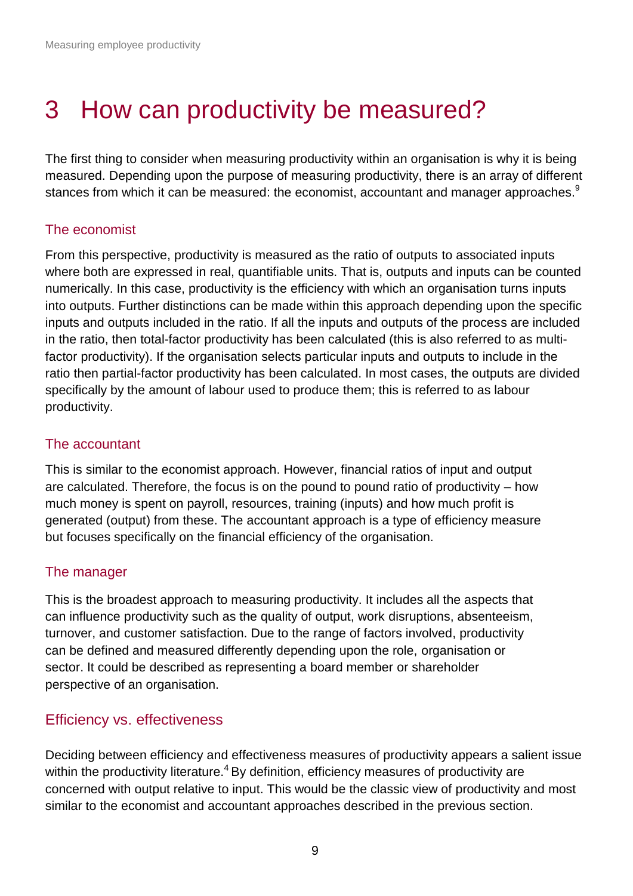# 3 How can productivity be measured?

The first thing to consider when measuring productivity within an organisation is why it is being measured. Depending upon the purpose of measuring productivity, there is an array of different stances from which it can be measured: the economist, accountant and manager approaches.[9]

## The economist

From this perspective, productivity is measured as the ratio of outputs to associated inputs where both are expressed in real, quantifiable units. That is, outputs and inputs can be counted numerically. In this case, productivity is the efficiency with which an organisation turns inputs into outputs. Further distinctions can be made within this approach depending upon the specific inputs and outputs included in the ratio. If all the inputs and outputs of the process are included in the ratio, then total-factor productivity has been calculated (this is also referred to as multi-factor productivity). If the organisation selects particular inputs and outputs to include in the ratio then partial-factor productivity has been calculated. In most cases, the outputs are divided specifically by the amount of labour used to produce them; this is referred to as labour productivity.

## The accountant

This is similar to the economist approach. However, financial ratios of input and output are calculated. Therefore, the focus is on the pound to pound ratio of productivity – how much money is spent on payroll, resources, training (inputs) and how much profit is generated (output) from these. The accountant approach is a type of efficiency measure but focuses specifically on the financial efficiency of the organisation.

## The manager

This is the broadest approach to measuring productivity. It includes all the aspects that can influence productivity such as the quality of output, work disruptions, absenteeism, turnover, and customer satisfaction. Due to the range of factors involved, productivity can be defined and measured differently depending upon the role, organisation or sector. It could be described as representing a board member or shareholder perspective of an organisation.

## Efficiency vs. effectiveness

Deciding between efficiency and effectiveness measures of productivity appears a salient issue within the productivity literature.[4] By definition, efficiency measures of productivity are concerned with output relative to input. This would be the classic view of productivity and most similar to the economist and accountant approaches described in the previous section.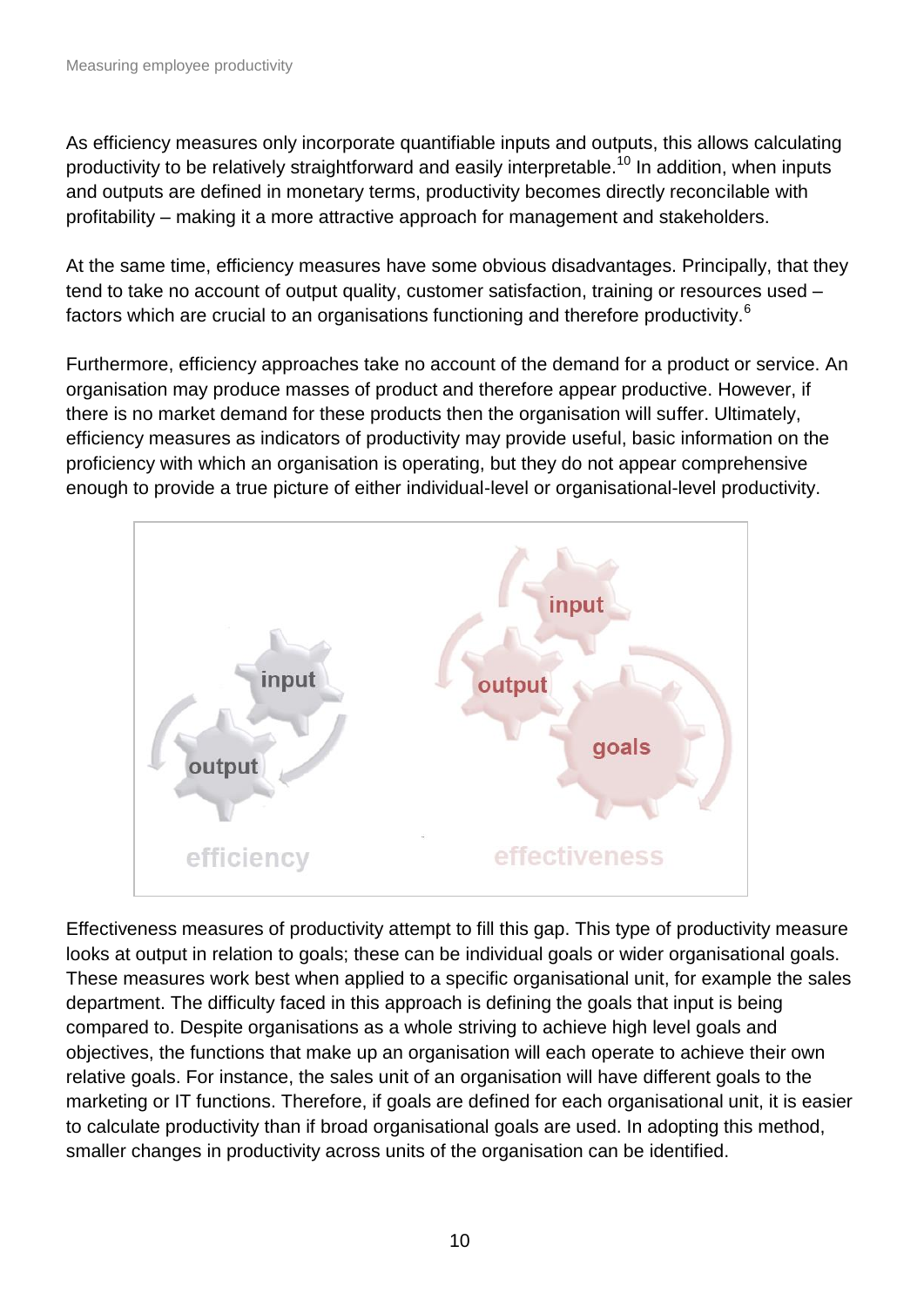As efficiency measures only incorporate quantifiable inputs and outputs, this allows calculating productivity to be relatively straightforward and easily interpretable.[10] In addition, when inputs and outputs are defined in monetary terms, productivity becomes directly reconcilable with profitability – making it a more attractive approach for management and stakeholders.

At the same time, efficiency measures have some obvious disadvantages. Principally, that they tend to take no account of output quality, customer satisfaction, training or resources used – factors which are crucial to an organisations functioning and therefore productivity.[6]

Furthermore, efficiency approaches take no account of the demand for a product or service. An organisation may produce masses of product and therefore appear productive. However, if there is no market demand for these products then the organisation will suffer. Ultimately, efficiency measures as indicators of productivity may provide useful, basic information on the proficiency with which an organisation is operating, but they do not appear comprehensive enough to provide a true picture of either individual-level or organisational-level productivity.

input
output
efficiency

input
output
goals
effectiveness

Effectiveness measures of productivity attempt to fill this gap. This type of productivity measure looks at output in relation to goals; these can be individual goals or wider organisational goals. These measures work best when applied to a specific organisational unit, for example the sales department. The difficulty faced in this approach is defining the goals that input is being compared to. Despite organisations as a whole striving to achieve high level goals and objectives, the functions that make up an organisation will each operate to achieve their own relative goals. For instance, the sales unit of an organisation will have different goals to the marketing or IT functions. Therefore, if goals are defined for each organisational unit, it is easier to calculate productivity than if broad organisational goals are used. In adopting this method, smaller changes in productivity across units of the organisation can be identified.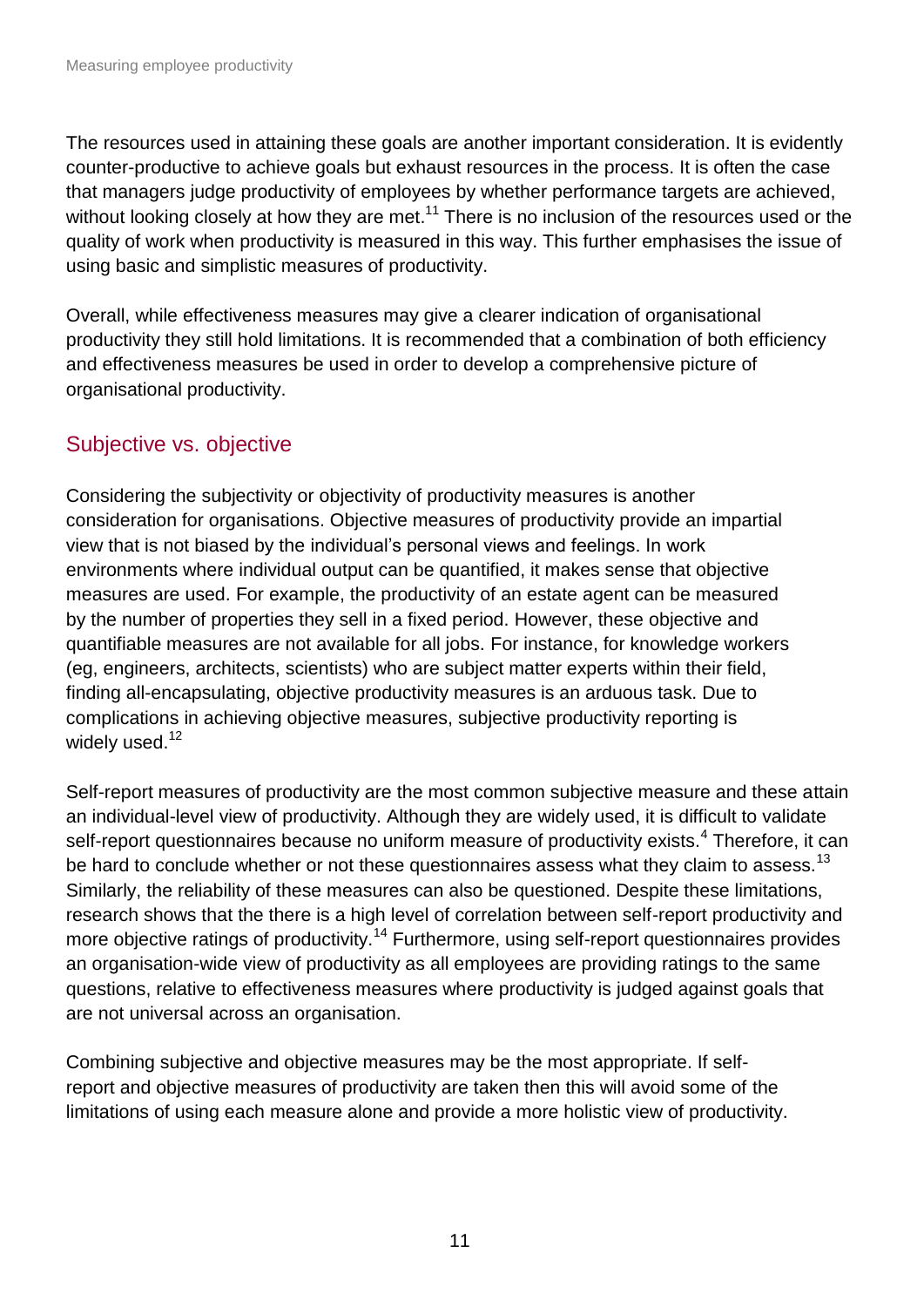The resources used in attaining these goals are another important consideration. It is evidently counter-productive to achieve goals but exhaust resources in the process. It is often the case that managers judge productivity of employees by whether performance targets are achieved, without looking closely at how they are met.[11] There is no inclusion of the resources used or the quality of work when productivity is measured in this way. This further emphasises the issue of using basic and simplistic measures of productivity.

Overall, while effectiveness measures may give a clearer indication of organisational productivity they still hold limitations. It is recommended that a combination of both efficiency and effectiveness measures be used in order to develop a comprehensive picture of organisational productivity.

## Subjective vs. objective

Considering the subjectivity or objectivity of productivity measures is another consideration for organisations. Objective measures of productivity provide an impartial view that is not biased by the individual's personal views and feelings. In work environments where individual output can be quantified, it makes sense that objective measures are used. For example, the productivity of an estate agent can be measured by the number of properties they sell in a fixed period. However, these objective and quantifiable measures are not available for all jobs. For instance, for knowledge workers (eg, engineers, architects, scientists) who are subject matter experts within their field, finding all-encapsulating, objective productivity measures is an arduous task. Due to complications in achieving objective measures, subjective productivity reporting is widely used.[12]

Self-report measures of productivity are the most common subjective measure and these attain an individual-level view of productivity. Although they are widely used, it is difficult to validate self-report questionnaires because no uniform measure of productivity exists.[4] Therefore, it can be hard to conclude whether or not these questionnaires assess what they claim to assess.[13] Similarly, the reliability of these measures can also be questioned. Despite these limitations, research shows that the there is a high level of correlation between self-report productivity and more objective ratings of productivity.[14] Furthermore, using self-report questionnaires provides an organisation-wide view of productivity as all employees are providing ratings to the same questions, relative to effectiveness measures where productivity is judged against goals that are not universal across an organisation.

Combining subjective and objective measures may be the most appropriate. If self-report and objective measures of productivity are taken then this will avoid some of the limitations of using each measure alone and provide a more holistic view of productivity.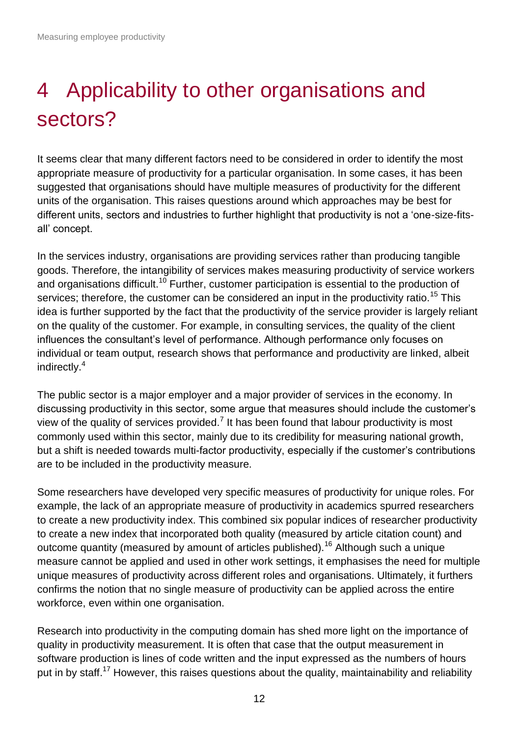# 4 Applicability to other organisations and sectors?

It seems clear that many different factors need to be considered in order to identify the most appropriate measure of productivity for a particular organisation. In some cases, it has been suggested that organisations should have multiple measures of productivity for the different units of the organisation. This raises questions around which approaches may be best for different units, sectors and industries to further highlight that productivity is not a 'one-size-fits-all' concept.

In the services industry, organisations are providing services rather than producing tangible goods. Therefore, the intangibility of services makes measuring productivity of service workers and organisations difficult.[10] Further, customer participation is essential to the production of services; therefore, the customer can be considered an input in the productivity ratio.[15] This idea is further supported by the fact that the productivity of the service provider is largely reliant on the quality of the customer. For example, in consulting services, the quality of the client influences the consultant's level of performance. Although performance only focuses on individual or team output, research shows that performance and productivity are linked, albeit indirectly.[4]

The public sector is a major employer and a major provider of services in the economy. In discussing productivity in this sector, some argue that measures should include the customer's view of the quality of services provided.[7] It has been found that labour productivity is most commonly used within this sector, mainly due to its credibility for measuring national growth, but a shift is needed towards multi-factor productivity, especially if the customer's contributions are to be included in the productivity measure.

Some researchers have developed very specific measures of productivity for unique roles. For example, the lack of an appropriate measure of productivity in academics spurred researchers to create a new productivity index. This combined six popular indices of researcher productivity to create a new index that incorporated both quality (measured by article citation count) and outcome quantity (measured by amount of articles published).[16] Although such a unique measure cannot be applied and used in other work settings, it emphasises the need for multiple unique measures of productivity across different roles and organisations. Ultimately, it furthers confirms the notion that no single measure of productivity can be applied across the entire workforce, even within one organisation.

Research into productivity in the computing domain has shed more light on the importance of quality in productivity measurement. It is often that case that the output measurement in software production is lines of code written and the input expressed as the numbers of hours put in by staff.[17] However, this raises questions about the quality, maintainability and reliability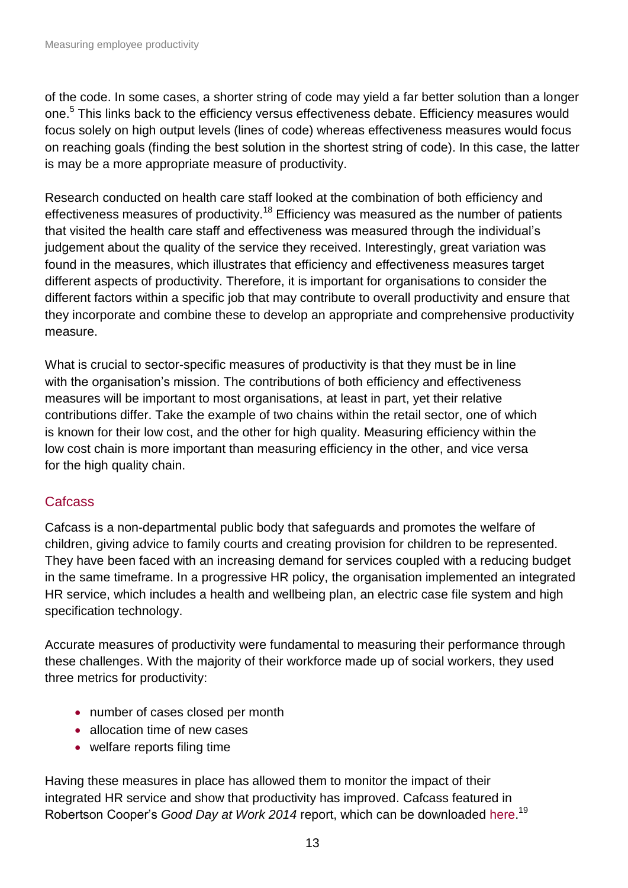of the code. In some cases, a shorter string of code may yield a far better solution than a longer one.[5] This links back to the efficiency versus effectiveness debate. Efficiency measures would focus solely on high output levels (lines of code) whereas effectiveness measures would focus on reaching goals (finding the best solution in the shortest string of code). In this case, the latter is may be a more appropriate measure of productivity.

Research conducted on health care staff looked at the combination of both efficiency and effectiveness measures of productivity.[18] Efficiency was measured as the number of patients that visited the health care staff and effectiveness was measured through the individual's judgement about the quality of the service they received. Interestingly, great variation was found in the measures, which illustrates that efficiency and effectiveness measures target different aspects of productivity. Therefore, it is important for organisations to consider the different factors within a specific job that may contribute to overall productivity and ensure that they incorporate and combine these to develop an appropriate and comprehensive productivity measure.

What is crucial to sector-specific measures of productivity is that they must be in line with the organisation's mission. The contributions of both efficiency and effectiveness measures will be important to most organisations, at least in part, yet their relative contributions differ. Take the example of two chains within the retail sector, one of which is known for their low cost, and the other for high quality. Measuring efficiency within the low cost chain is more important than measuring efficiency in the other, and vice versa for the high quality chain.

### Cafcass

Cafcass is a non-departmental public body that safeguards and promotes the welfare of children, giving advice to family courts and creating provision for children to be represented. They have been faced with an increasing demand for services coupled with a reducing budget in the same timeframe. In a progressive HR policy, the organisation implemented an integrated HR service, which includes a health and wellbeing plan, an electric case file system and high specification technology.

Accurate measures of productivity were fundamental to measuring their performance through these challenges. With the majority of their workforce made up of social workers, they used three metrics for productivity:

- number of cases closed per month
- allocation time of new cases
- welfare reports filing time

Having these measures in place has allowed them to monitor the impact of their integrated HR service and show that productivity has improved. Cafcass featured in Robertson Cooper's *Good Day at Work 2014* report, which can be downloaded here.[19]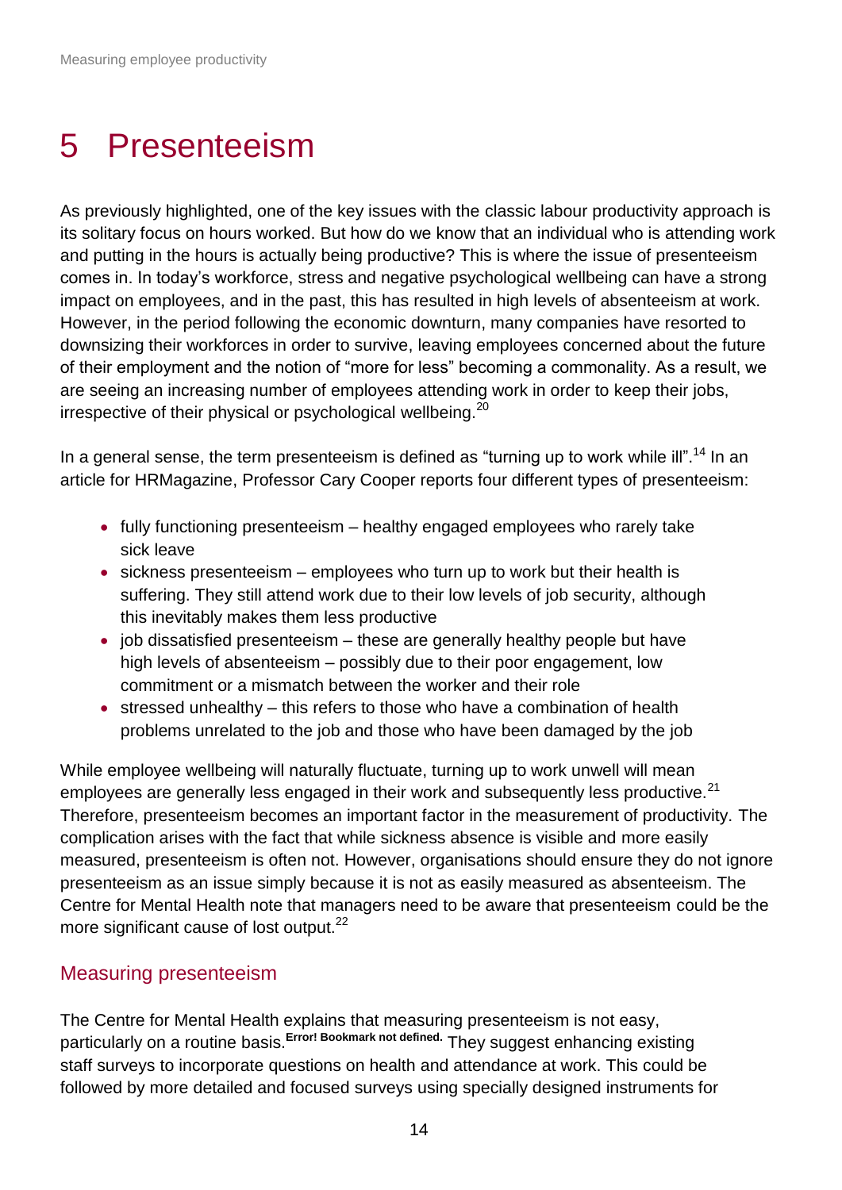# 5 Presenteeism

As previously highlighted, one of the key issues with the classic labour productivity approach is its solitary focus on hours worked. But how do we know that an individual who is attending work and putting in the hours is actually being productive? This is where the issue of presenteeism comes in. In today's workforce, stress and negative psychological wellbeing can have a strong impact on employees, and in the past, this has resulted in high levels of absenteeism at work. However, in the period following the economic downturn, many companies have resorted to downsizing their workforces in order to survive, leaving employees concerned about the future of their employment and the notion of "more for less" becoming a commonality. As a result, we are seeing an increasing number of employees attending work in order to keep their jobs, irrespective of their physical or psychological wellbeing.[20]

In a general sense, the term presenteeism is defined as "turning up to work while ill".[14] In an article for HRMagazine, Professor Cary Cooper reports four different types of presenteeism:

- fully functioning presenteeism – healthy engaged employees who rarely take sick leave
- sickness presenteeism – employees who turn up to work but their health is suffering. They still attend work due to their low levels of job security, although this inevitably makes them less productive
- job dissatisfied presenteeism – these are generally healthy people but have high levels of absenteeism – possibly due to their poor engagement, low commitment or a mismatch between the worker and their role
- stressed unhealthy – this refers to those who have a combination of health problems unrelated to the job and those who have been damaged by the job

While employee wellbeing will naturally fluctuate, turning up to work unwell will mean employees are generally less engaged in their work and subsequently less productive.[21] Therefore, presenteeism becomes an important factor in the measurement of productivity. The complication arises with the fact that while sickness absence is visible and more easily measured, presenteeism is often not. However, organisations should ensure they do not ignore presenteeism as an issue simply because it is not as easily measured as absenteeism. The Centre for Mental Health note that managers need to be aware that presenteeism could be the more significant cause of lost output.[22]

## Measuring presenteeism

The Centre for Mental Health explains that measuring presenteeism is not easy, particularly on a routine basis.[Error! Bookmark not defined.] They suggest enhancing existing staff surveys to incorporate questions on health and attendance at work. This could be followed by more detailed and focused surveys using specially designed instruments for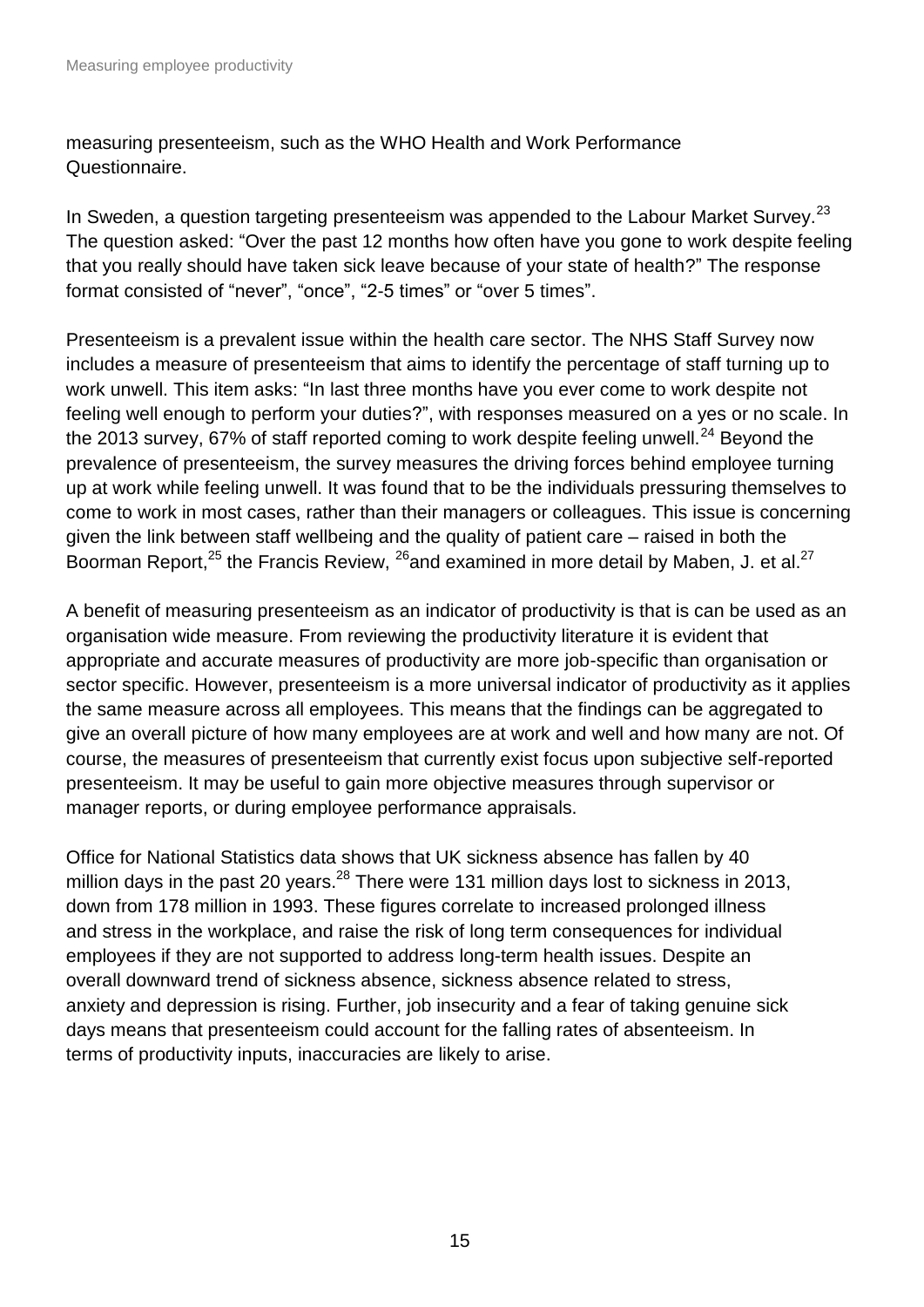measuring presenteeism, such as the WHO Health and Work Performance Questionnaire.

In Sweden, a question targeting presenteeism was appended to the Labour Market Survey.[23] The question asked: "Over the past 12 months how often have you gone to work despite feeling that you really should have taken sick leave because of your state of health?" The response format consisted of "never", "once", "2-5 times" or "over 5 times".

Presenteeism is a prevalent issue within the health care sector. The NHS Staff Survey now includes a measure of presenteeism that aims to identify the percentage of staff turning up to work unwell. This item asks: "In last three months have you ever come to work despite not feeling well enough to perform your duties?", with responses measured on a yes or no scale. In the 2013 survey, 67% of staff reported coming to work despite feeling unwell.[24] Beyond the prevalence of presenteeism, the survey measures the driving forces behind employee turning up at work while feeling unwell. It was found that to be the individuals pressuring themselves to come to work in most cases, rather than their managers or colleagues. This issue is concerning given the link between staff wellbeing and the quality of patient care – raised in both the Boorman Report,[25] the Francis Review, [26]and examined in more detail by Maben, J. et al.[27]

A benefit of measuring presenteeism as an indicator of productivity is that is can be used as an organisation wide measure. From reviewing the productivity literature it is evident that appropriate and accurate measures of productivity are more job-specific than organisation or sector specific. However, presenteeism is a more universal indicator of productivity as it applies the same measure across all employees. This means that the findings can be aggregated to give an overall picture of how many employees are at work and well and how many are not. Of course, the measures of presenteeism that currently exist focus upon subjective self-reported presenteeism. It may be useful to gain more objective measures through supervisor or manager reports, or during employee performance appraisals.

Office for National Statistics data shows that UK sickness absence has fallen by 40 million days in the past 20 years.[28] There were 131 million days lost to sickness in 2013, down from 178 million in 1993. These figures correlate to increased prolonged illness and stress in the workplace, and raise the risk of long term consequences for individual employees if they are not supported to address long-term health issues. Despite an overall downward trend of sickness absence, sickness absence related to stress, anxiety and depression is rising. Further, job insecurity and a fear of taking genuine sick days means that presenteeism could account for the falling rates of absenteeism. In terms of productivity inputs, inaccuracies are likely to arise.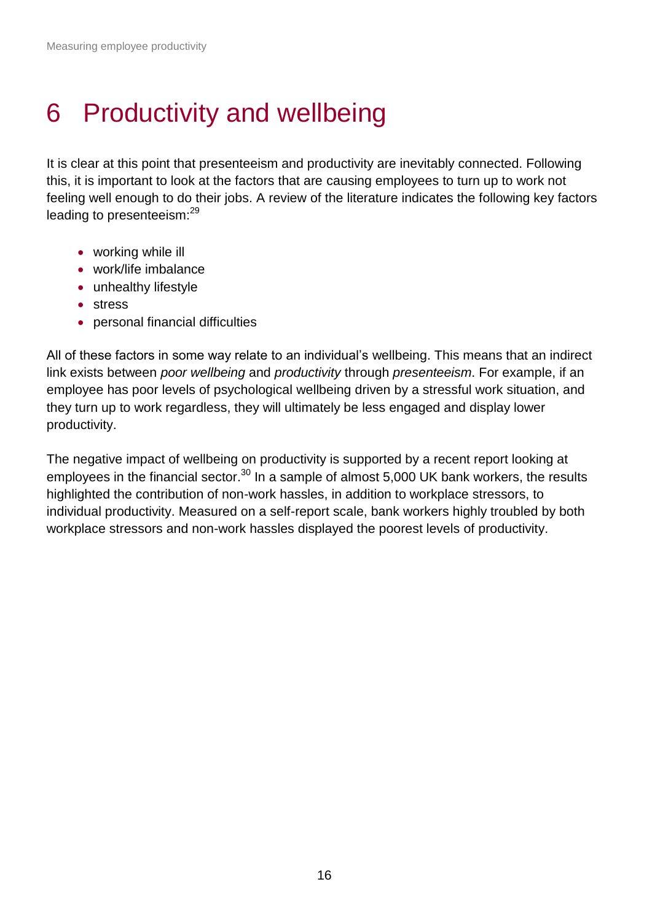# 6 Productivity and wellbeing

It is clear at this point that presenteeism and productivity are inevitably connected. Following this, it is important to look at the factors that are causing employees to turn up to work not feeling well enough to do their jobs. A review of the literature indicates the following key factors leading to presenteeism:[29]

- working while ill
- work/life imbalance
- unhealthy lifestyle
- stress
- personal financial difficulties

All of these factors in some way relate to an individual's wellbeing. This means that an indirect link exists between *poor wellbeing* and *productivity* through *presenteeism*. For example, if an employee has poor levels of psychological wellbeing driven by a stressful work situation, and they turn up to work regardless, they will ultimately be less engaged and display lower productivity.

The negative impact of wellbeing on productivity is supported by a recent report looking at employees in the financial sector.[30] In a sample of almost 5,000 UK bank workers, the results highlighted the contribution of non-work hassles, in addition to workplace stressors, to individual productivity. Measured on a self-report scale, bank workers highly troubled by both workplace stressors and non-work hassles displayed the poorest levels of productivity.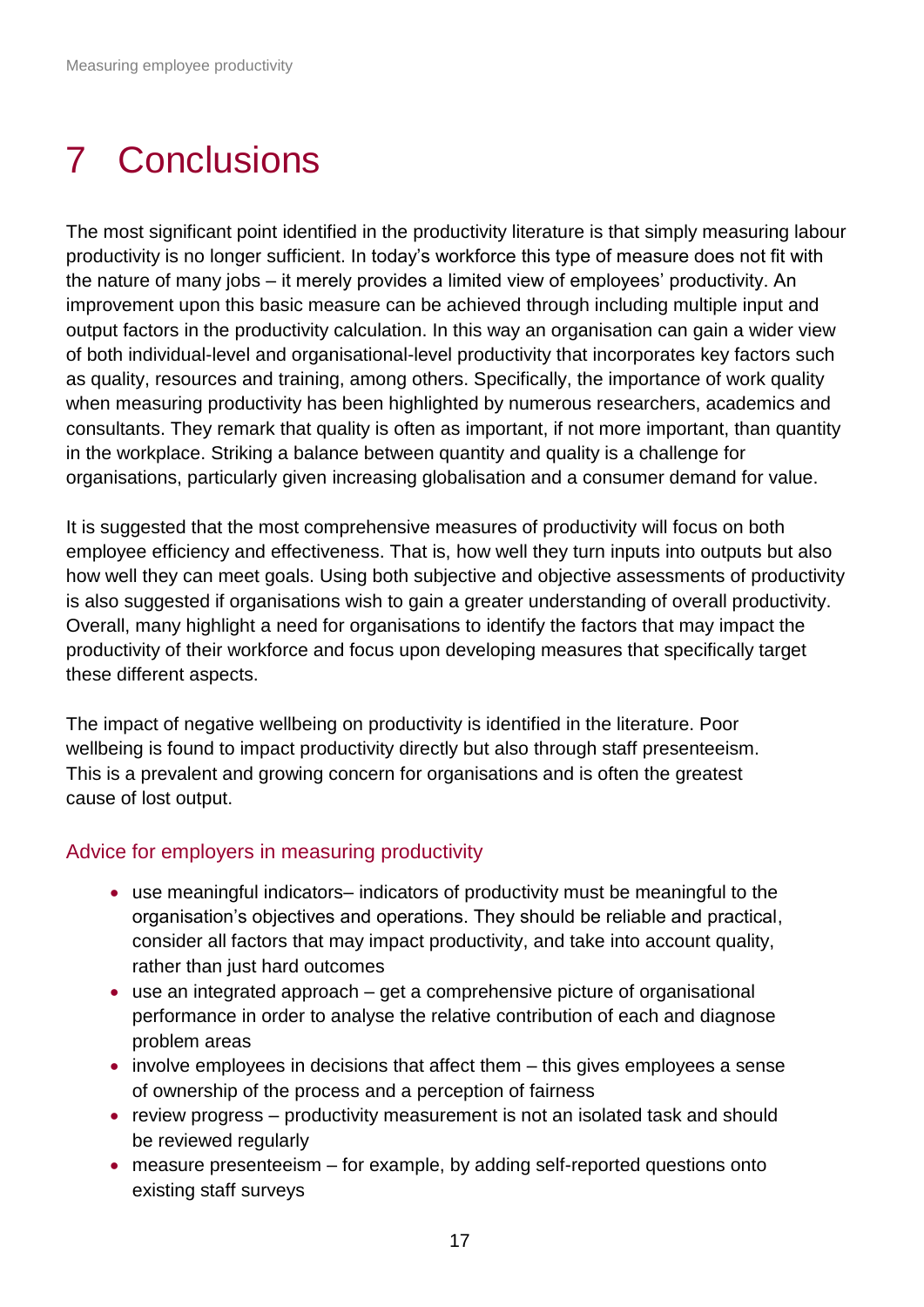# 7 Conclusions

The most significant point identified in the productivity literature is that simply measuring labour productivity is no longer sufficient. In today's workforce this type of measure does not fit with the nature of many jobs – it merely provides a limited view of employees' productivity. An improvement upon this basic measure can be achieved through including multiple input and output factors in the productivity calculation. In this way an organisation can gain a wider view of both individual-level and organisational-level productivity that incorporates key factors such as quality, resources and training, among others. Specifically, the importance of work quality when measuring productivity has been highlighted by numerous researchers, academics and consultants. They remark that quality is often as important, if not more important, than quantity in the workplace. Striking a balance between quantity and quality is a challenge for organisations, particularly given increasing globalisation and a consumer demand for value.

It is suggested that the most comprehensive measures of productivity will focus on both employee efficiency and effectiveness. That is, how well they turn inputs into outputs but also how well they can meet goals. Using both subjective and objective assessments of productivity is also suggested if organisations wish to gain a greater understanding of overall productivity. Overall, many highlight a need for organisations to identify the factors that may impact the productivity of their workforce and focus upon developing measures that specifically target these different aspects.

The impact of negative wellbeing on productivity is identified in the literature. Poor wellbeing is found to impact productivity directly but also through staff presenteeism. This is a prevalent and growing concern for organisations and is often the greatest cause of lost output.

## Advice for employers in measuring productivity

- use meaningful indicators– indicators of productivity must be meaningful to the organisation's objectives and operations. They should be reliable and practical, consider all factors that may impact productivity, and take into account quality, rather than just hard outcomes
- use an integrated approach – get a comprehensive picture of organisational performance in order to analyse the relative contribution of each and diagnose problem areas
- involve employees in decisions that affect them – this gives employees a sense of ownership of the process and a perception of fairness
- review progress – productivity measurement is not an isolated task and should be reviewed regularly
- measure presenteeism – for example, by adding self-reported questions onto existing staff surveys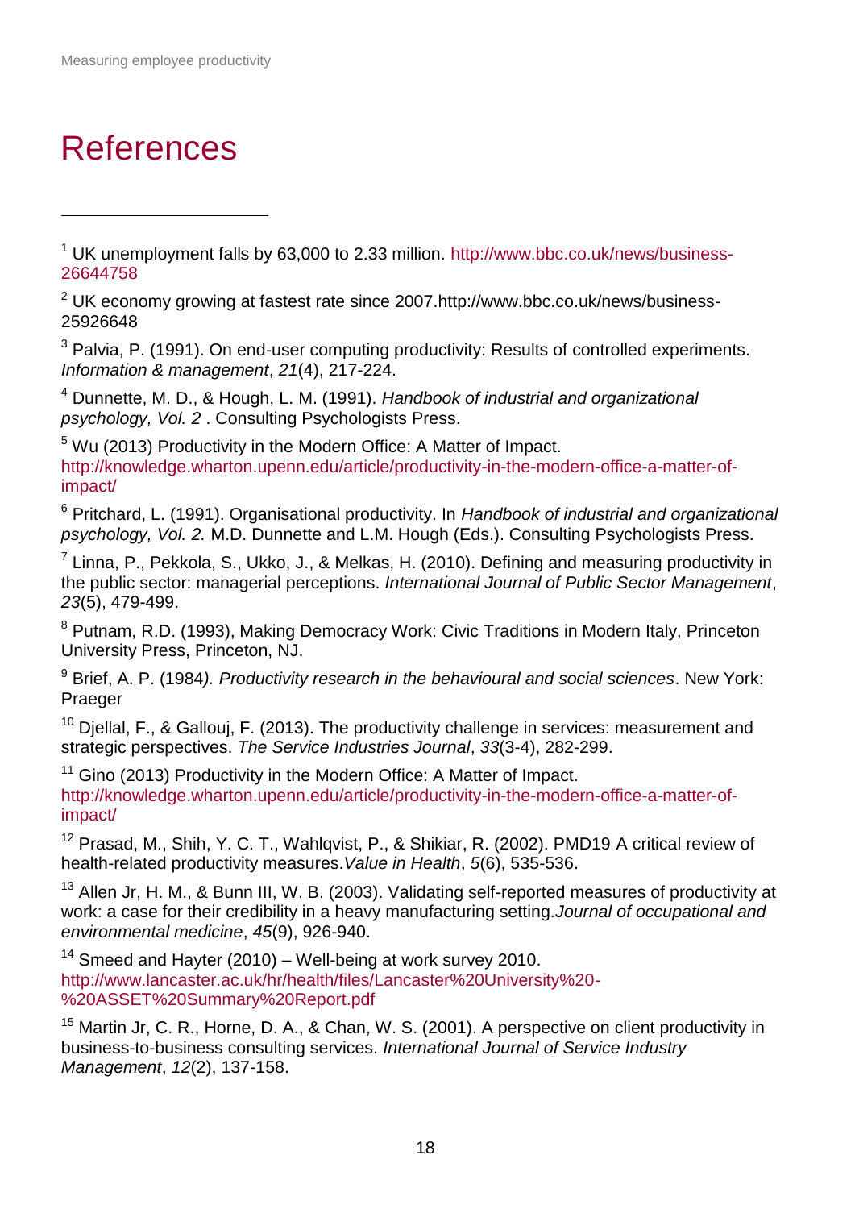# References

[1] UK unemployment falls by 63,000 to 2.33 million. http://www.bbc.co.uk/news/business-26644758

[2] UK economy growing at fastest rate since 2007.http://www.bbc.co.uk/news/business-25926648

[3] Palvia, P. (1991). On end-user computing productivity: Results of controlled experiments. *Information & management*, *21*(4), 217-224.

[4] Dunnette, M. D., & Hough, L. M. (1991). *Handbook of industrial and organizational psychology, Vol. 2* . Consulting Psychologists Press.

[5] Wu (2013) Productivity in the Modern Office: A Matter of Impact. http://knowledge.wharton.upenn.edu/article/productivity-in-the-modern-office-a-matter-of-impact/

[6] Pritchard, L. (1991). Organisational productivity. In *Handbook of industrial and organizational psychology, Vol. 2.* M.D. Dunnette and L.M. Hough (Eds.). Consulting Psychologists Press.

[7] Linna, P., Pekkola, S., Ukko, J., & Melkas, H. (2010). Defining and measuring productivity in the public sector: managerial perceptions. *International Journal of Public Sector Management*, *23*(5), 479-499.

[8] Putnam, R.D. (1993), Making Democracy Work: Civic Traditions in Modern Italy, Princeton University Press, Princeton, NJ.

[9] Brief, A. P. (1984*). Productivity research in the behavioural and social sciences*. New York: Praeger

[10] Djellal, F., & Gallouj, F. (2013). The productivity challenge in services: measurement and strategic perspectives. *The Service Industries Journal*, *33*(3-4), 282-299.

[11] Gino (2013) Productivity in the Modern Office: A Matter of Impact. http://knowledge.wharton.upenn.edu/article/productivity-in-the-modern-office-a-matter-of-impact/

[12] Prasad, M., Shih, Y. C. T., Wahlqvist, P., & Shikiar, R. (2002). PMD19 A critical review of health-related productivity measures.*Value in Health*, *5*(6), 535-536.

[13] Allen Jr, H. M., & Bunn III, W. B. (2003). Validating self-reported measures of productivity at work: a case for their credibility in a heavy manufacturing setting.*Journal of occupational and environmental medicine*, *45*(9), 926-940.

[14] Smeed and Hayter (2010) – Well-being at work survey 2010. http://www.lancaster.ac.uk/hr/health/files/Lancaster%20University%20-%20ASSET%20Summary%20Report.pdf

[15] Martin Jr, C. R., Horne, D. A., & Chan, W. S. (2001). A perspective on client productivity in business-to-business consulting services. *International Journal of Service Industry Management*, *12*(2), 137-158.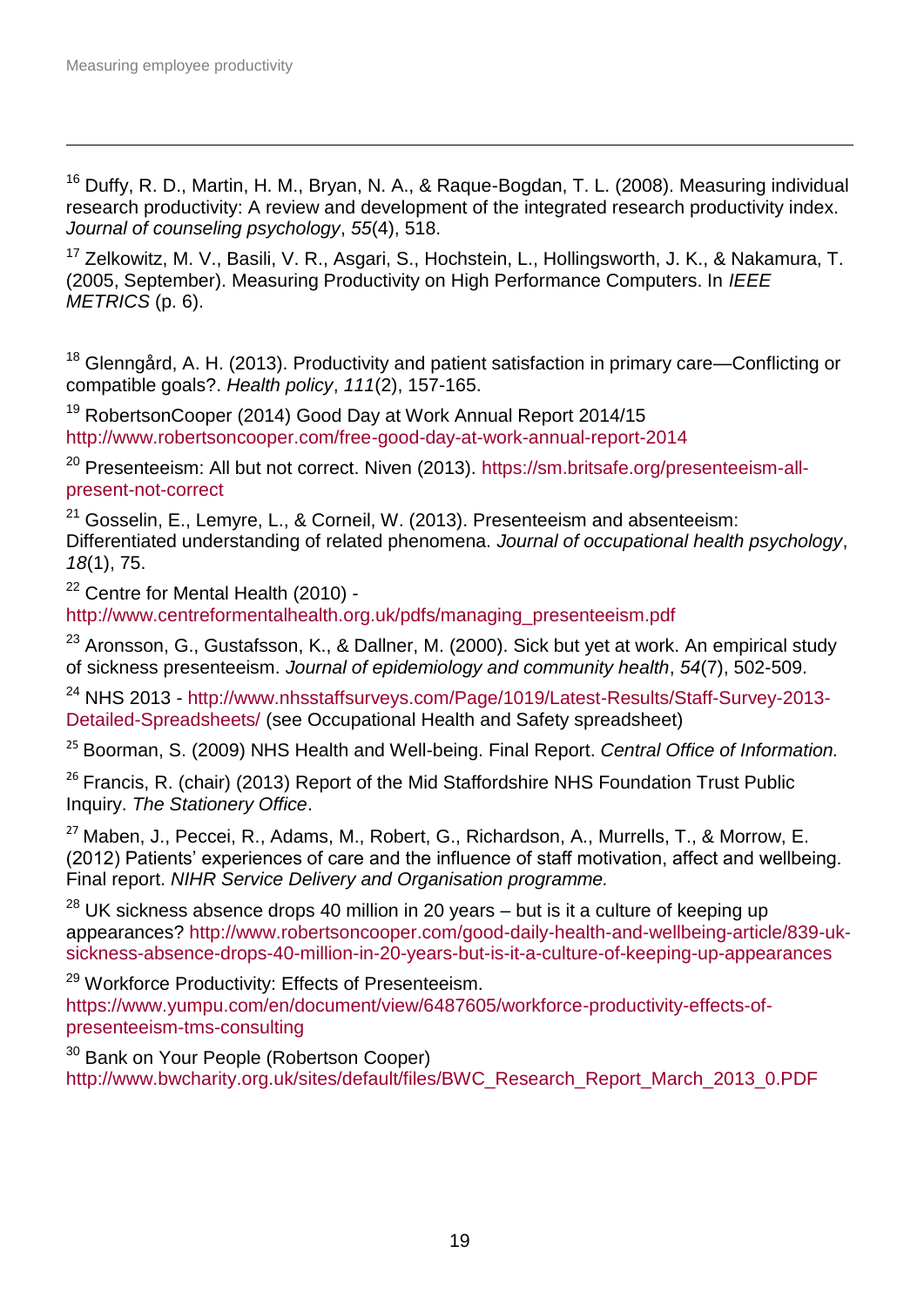[16] Duffy, R. D., Martin, H. M., Bryan, N. A., & Raque-Bogdan, T. L. (2008). Measuring individual research productivity: A review and development of the integrated research productivity index. *Journal of counseling psychology*, *55*(4), 518.

[17] Zelkowitz, M. V., Basili, V. R., Asgari, S., Hochstein, L., Hollingsworth, J. K., & Nakamura, T. (2005, September). Measuring Productivity on High Performance Computers. In *IEEE METRICS* (p. 6).

[18] Glenngård, A. H. (2013). Productivity and patient satisfaction in primary care—Conflicting or compatible goals?. *Health policy*, *111*(2), 157-165.

[19] RobertsonCooper (2014) Good Day at Work Annual Report 2014/15 http://www.robertsoncooper.com/free-good-day-at-work-annual-report-2014

[20] Presenteeism: All but not correct. Niven (2013). https://sm.britsafe.org/presenteeism-all-present-not-correct

[21] Gosselin, E., Lemyre, L., & Corneil, W. (2013). Presenteeism and absenteeism: Differentiated understanding of related phenomena. *Journal of occupational health psychology*, *18*(1), 75.

[22] Centre for Mental Health (2010) - http://www.centreformentalhealth.org.uk/pdfs/managing_presenteeism.pdf

[23] Aronsson, G., Gustafsson, K., & Dallner, M. (2000). Sick but yet at work. An empirical study of sickness presenteeism. *Journal of epidemiology and community health*, *54*(7), 502-509.

[24] NHS 2013 - http://www.nhsstaffsurveys.com/Page/1019/Latest-Results/Staff-Survey-2013-Detailed-Spreadsheets/ (see Occupational Health and Safety spreadsheet)

[25] Boorman, S. (2009) NHS Health and Well-being. Final Report. *Central Office of Information.*

[26] Francis, R. (chair) (2013) Report of the Mid Staffordshire NHS Foundation Trust Public Inquiry. *The Stationery Office*.

[27] Maben, J., Peccei, R., Adams, M., Robert, G., Richardson, A., Murrells, T., & Morrow, E. (2012) Patients' experiences of care and the influence of staff motivation, affect and wellbeing. Final report. *NIHR Service Delivery and Organisation programme.*

[28] UK sickness absence drops 40 million in 20 years – but is it a culture of keeping up appearances? http://www.robertsoncooper.com/good-daily-health-and-wellbeing-article/839-uk-sickness-absence-drops-40-million-in-20-years-but-is-it-a-culture-of-keeping-up-appearances

[29] Workforce Productivity: Effects of Presenteeism. https://www.yumpu.com/en/document/view/6487605/workforce-productivity-effects-of-presenteeism-tms-consulting

[30] Bank on Your People (Robertson Cooper) http://www.bwcharity.org.uk/sites/default/files/BWC_Research_Report_March_2013_0.PDF